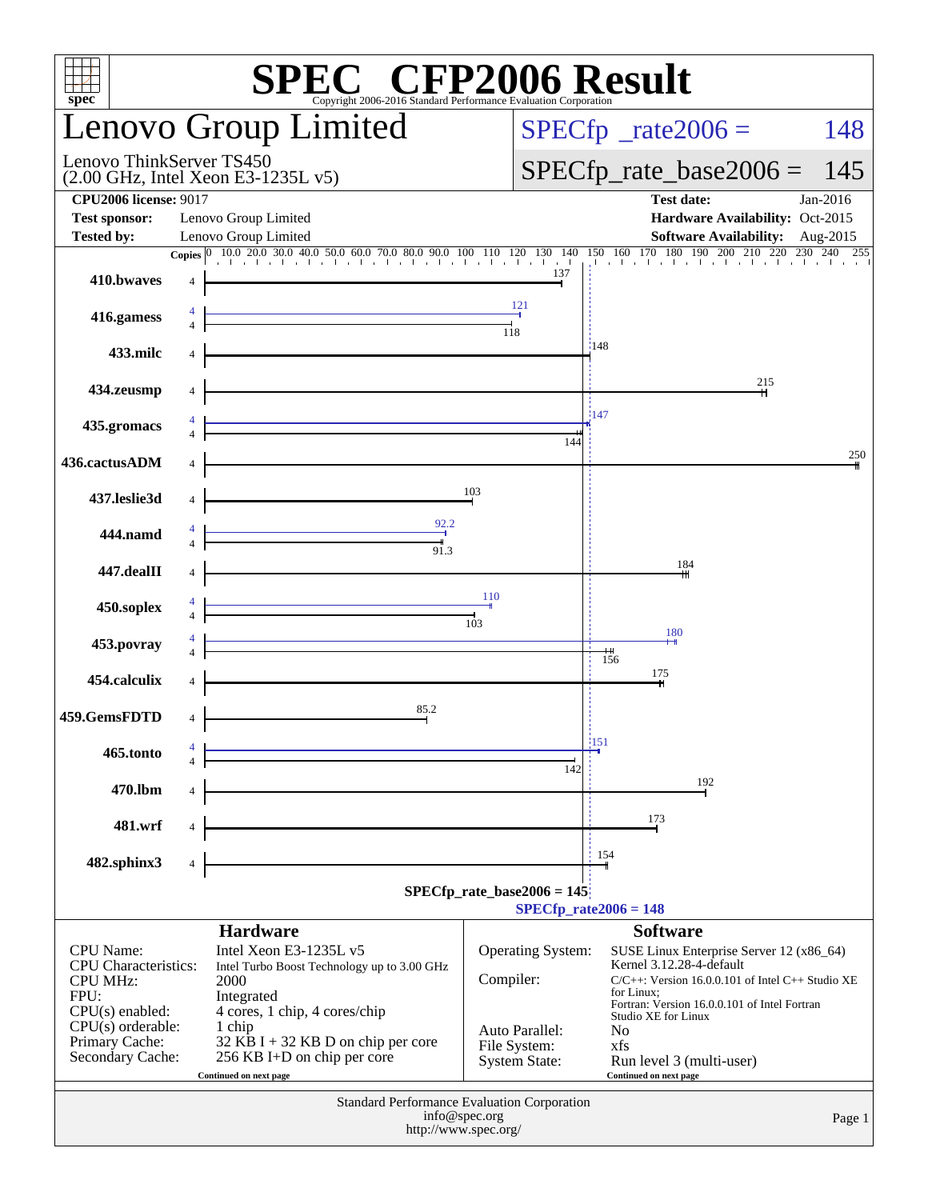# SPEC® CFP2006 Result

Copyright 2006-2016 Standard Performance Evaluation Corporation

## Lenovo Group Limited

Lenovo ThinkServer TS450
(2.00 GHz, Intel Xeon E3-1235L v5)

SPECfp_rate2006 = 148

SPECfp_rate_base2006 = 145

| | | | |
|---|---|---|---|
| **CPU2006 license:** 9017 | | **Test date:** | Jan-2016 |
| **Test sponsor:** | Lenovo Group Limited | **Hardware Availability:** | Oct-2015 |
| **Tested by:** | Lenovo Group Limited | **Software Availability:** | Aug-2015 |

| Benchmark | Copies (peak) | Peak | Copies (base) | Base |
|---|---|---|---|---|
| 410.bwaves | | | 4 | 137 |
| 416.gamess | 4 | 121 | 4 | 118 |
| 433.milc | | | 4 | 148 |
| 434.zeusmp | | | 4 | 215 |
| 435.gromacs | 4 | 147 | 4 | 144 |
| 436.cactusADM | | | 4 | 250 |
| 437.leslie3d | | | 4 | 103 |
| 444.namd | 4 | 92.2 | 4 | 91.3 |
| 447.dealII | | | 4 | 184 |
| 450.soplex | 4 | 110 | 4 | 103 |
| 453.povray | 4 | 180 | 4 | 156 |
| 454.calculix | | | 4 | 175 |
| 459.GemsFDTD | | | 4 | 85.2 |
| 465.tonto | 4 | 151 | 4 | 142 |
| 470.lbm | | | 4 | 192 |
| 481.wrf | | | 4 | 173 |
| 482.sphinx3 | | | 4 | 154 |

SPECfp_rate_base2006 = 145

SPECfp_rate2006 = 148

### Hardware

| | |
|---|---|
| CPU Name: | Intel Xeon E3-1235L v5 |
| CPU Characteristics: | Intel Turbo Boost Technology up to 3.00 GHz |
| CPU MHz: | 2000 |
| FPU: | Integrated |
| CPU(s) enabled: | 4 cores, 1 chip, 4 cores/chip |
| CPU(s) orderable: | 1 chip |
| Primary Cache: | 32 KB I + 32 KB D on chip per core |
| Secondary Cache: | 256 KB I+D on chip per core |

Continued on next page

### Software

| | |
|---|---|
| Operating System: | SUSE Linux Enterprise Server 12 (x86_64) Kernel 3.12.28-4-default |
| Compiler: | C/C++: Version 16.0.0.101 of Intel C++ Studio XE for Linux; Fortran: Version 16.0.0.101 of Intel Fortran Studio XE for Linux |
| Auto Parallel: | No |
| File System: | xfs |
| System State: | Run level 3 (multi-user) |

Continued on next page

Standard Performance Evaluation Corporation
info@spec.org
http://www.spec.org/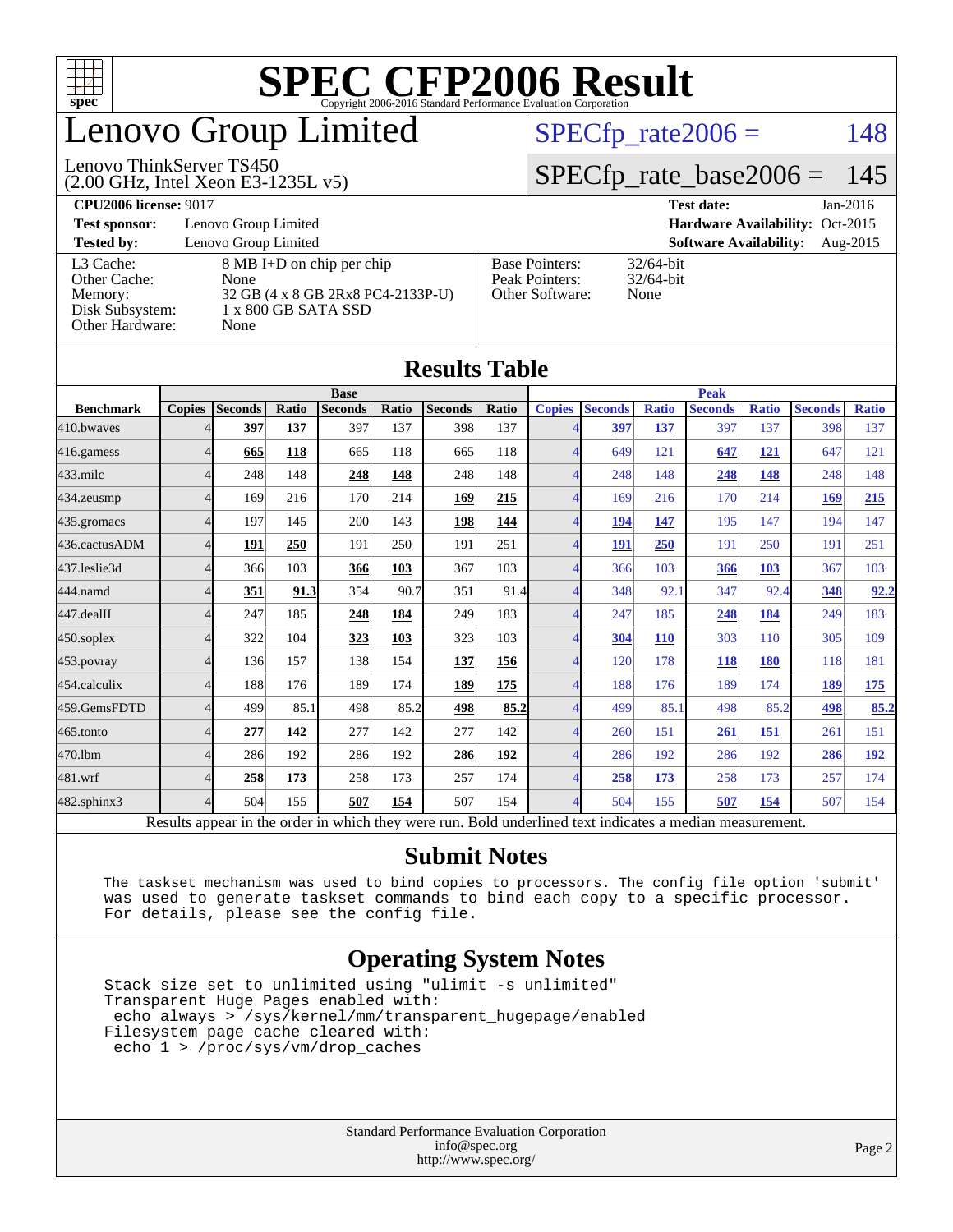# SPEC CFP2006 Result

Copyright 2006-2016 Standard Performance Evaluation Corporation

# Lenovo Group Limited

Lenovo ThinkServer TS450
(2.00 GHz, Intel Xeon E3-1235L v5)

SPECfp_rate2006 = 148

SPECfp_rate_base2006 = 145

| | | | |
|---|---|---|---|
| **CPU2006 license:** 9017 | | **Test date:** | Jan-2016 |
| **Test sponsor:** | Lenovo Group Limited | **Hardware Availability:** | Oct-2015 |
| **Tested by:** | Lenovo Group Limited | **Software Availability:** | Aug-2015 |

| | |
|---|---|
| L3 Cache: | 8 MB I+D on chip per chip |
| Other Cache: | None |
| Memory: | 32 GB (4 x 8 GB 2Rx8 PC4-2133P-U) |
| Disk Subsystem: | 1 x 800 GB SATA SSD |
| Other Hardware: | None |

| | |
|---|---|
| Base Pointers: | 32/64-bit |
| Peak Pointers: | 32/64-bit |
| Other Software: | None |

## Results Table

| | Base | | | | | | | Peak | | | | | | |
|---|---|---|---|---|---|---|---|---|---|---|---|---|---|---|
| **Benchmark** | **Copies** | **Seconds** | **Ratio** | **Seconds** | **Ratio** | **Seconds** | **Ratio** | **Copies** | **Seconds** | **Ratio** | **Seconds** | **Ratio** | **Seconds** | **Ratio** |
| 410.bwaves | 4 | **397** | **137** | 397 | 137 | 398 | 137 | 4 | **397** | **137** | 397 | 137 | 398 | 137 |
| 416.gamess | 4 | **665** | **118** | 665 | 118 | 665 | 118 | 4 | 649 | 121 | **647** | **121** | 647 | 121 |
| 433.milc | 4 | 248 | 148 | **248** | **148** | 248 | 148 | 4 | 248 | 148 | **248** | **148** | 248 | 148 |
| 434.zeusmp | 4 | 169 | 216 | 170 | 214 | **169** | **215** | 4 | 169 | 216 | 170 | 214 | **169** | **215** |
| 435.gromacs | 4 | 197 | 145 | 200 | 143 | **198** | **144** | 4 | **194** | **147** | 195 | 147 | 194 | 147 |
| 436.cactusADM | 4 | **191** | **250** | 191 | 250 | 191 | 251 | 4 | **191** | **250** | 191 | 250 | 191 | 251 |
| 437.leslie3d | 4 | 366 | 103 | **366** | **103** | 367 | 103 | 4 | 366 | 103 | **366** | **103** | 367 | 103 |
| 444.namd | 4 | **351** | **91.3** | 354 | 90.7 | 351 | 91.4 | 4 | 348 | 92.1 | 347 | 92.4 | **348** | **92.2** |
| 447.dealII | 4 | 247 | 185 | **248** | **184** | 249 | 183 | 4 | 247 | 185 | **248** | **184** | 249 | 183 |
| 450.soplex | 4 | 322 | 104 | **323** | **103** | 323 | 103 | 4 | **304** | **110** | 303 | 110 | 305 | 109 |
| 453.povray | 4 | 136 | 157 | 138 | 154 | **137** | **156** | 4 | 120 | 178 | **118** | **180** | 118 | 181 |
| 454.calculix | 4 | 188 | 176 | 189 | 174 | **189** | **175** | 4 | 188 | 176 | 189 | 174 | **189** | **175** |
| 459.GemsFDTD | 4 | 499 | 85.1 | 498 | 85.2 | **498** | **85.2** | 4 | 499 | 85.1 | 498 | 85.2 | **498** | **85.2** |
| 465.tonto | 4 | **277** | **142** | 277 | 142 | 277 | 142 | 4 | 260 | 151 | **261** | **151** | 261 | 151 |
| 470.lbm | 4 | 286 | 192 | 286 | 192 | **286** | **192** | 4 | 286 | 192 | 286 | 192 | **286** | **192** |
| 481.wrf | 4 | **258** | **173** | 258 | 173 | 257 | 174 | 4 | **258** | **173** | 258 | 173 | 257 | 174 |
| 482.sphinx3 | 4 | 504 | 155 | **507** | **154** | 507 | 154 | 4 | 504 | 155 | **507** | **154** | 507 | 154 |

Results appear in the order in which they were run. Bold underlined text indicates a median measurement.

## Submit Notes

```
The taskset mechanism was used to bind copies to processors. The config file option 'submit'
was used to generate taskset commands to bind each copy to a specific processor.
For details, please see the config file.
```

## Operating System Notes

```
Stack size set to unlimited using "ulimit -s unlimited"
Transparent Huge Pages enabled with:
 echo always > /sys/kernel/mm/transparent_hugepage/enabled
Filesystem page cache cleared with:
 echo 1 > /proc/sys/vm/drop_caches
```

Standard Performance Evaluation Corporation
info@spec.org
http://www.spec.org/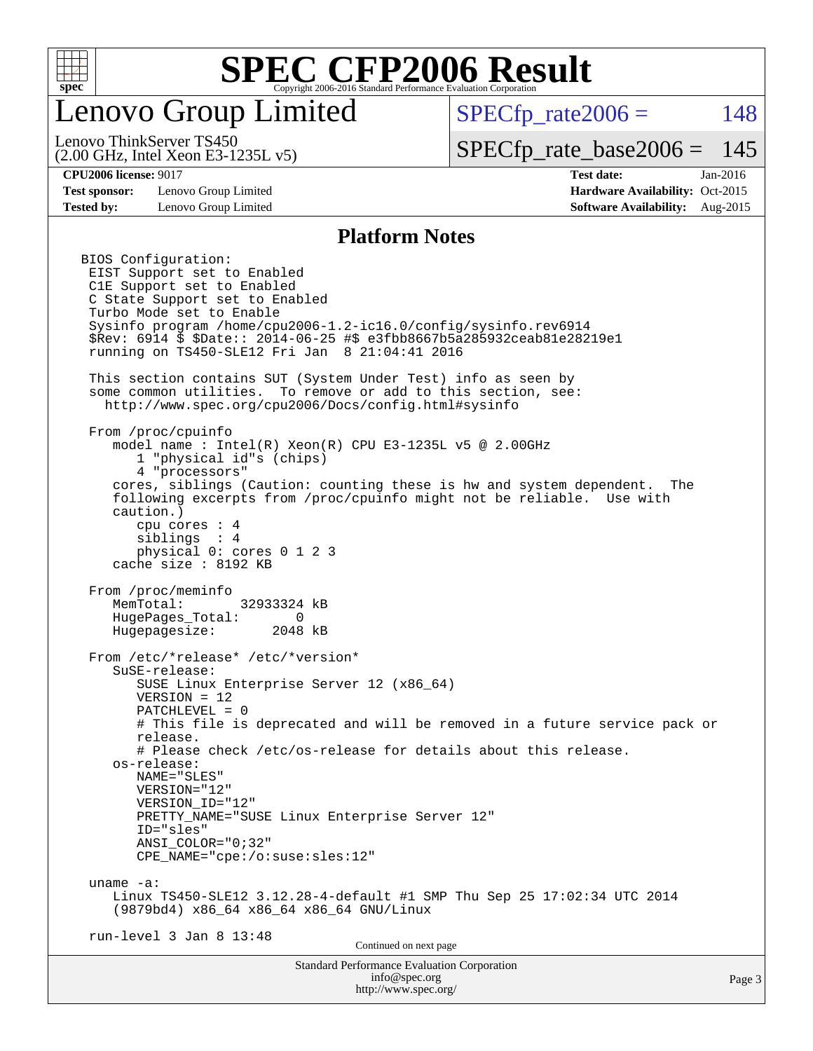# SPEC CFP2006 Result

Copyright 2006-2016 Standard Performance Evaluation Corporation

## Lenovo Group Limited

Lenovo ThinkServer TS450
(2.00 GHz, Intel Xeon E3-1235L v5)

SPECfp_rate2006 = 148

SPECfp_rate_base2006 = 145

**CPU2006 license:** 9017

**Test sponsor:** Lenovo Group Limited

**Tested by:** Lenovo Group Limited

**Test date:** Jan-2016

**Hardware Availability:** Oct-2015

**Software Availability:** Aug-2015

### Platform Notes

```
BIOS Configuration:
 EIST Support set to Enabled
 C1E Support set to Enabled
 C State Support set to Enabled
 Turbo Mode set to Enable
 Sysinfo program /home/cpu2006-1.2-ic16.0/config/sysinfo.rev6914
 $Rev: 6914 $ $Date:: 2014-06-25 #$ e3fbb8667b5a285932ceab81e28219e1
 running on TS450-SLE12 Fri Jan  8 21:04:41 2016

 This section contains SUT (System Under Test) info as seen by
 some common utilities.  To remove or add to this section, see:
   http://www.spec.org/cpu2006/Docs/config.html#sysinfo

 From /proc/cpuinfo
    model name : Intel(R) Xeon(R) CPU E3-1235L v5 @ 2.00GHz
       1 "physical id"s (chips)
       4 "processors"
    cores, siblings (Caution: counting these is hw and system dependent.  The
    following excerpts from /proc/cpuinfo might not be reliable.  Use with
    caution.)
       cpu cores : 4
       siblings  : 4
       physical 0: cores 0 1 2 3
    cache size : 8192 KB

 From /proc/meminfo
    MemTotal:       32933324 kB
    HugePages_Total:       0
    Hugepagesize:       2048 kB

 From /etc/*release* /etc/*version*
    SuSE-release:
       SUSE Linux Enterprise Server 12 (x86_64)
       VERSION = 12
       PATCHLEVEL = 0
       # This file is deprecated and will be removed in a future service pack or
       release.
       # Please check /etc/os-release for details about this release.
    os-release:
       NAME="SLES"
       VERSION="12"
       VERSION_ID="12"
       PRETTY_NAME="SUSE Linux Enterprise Server 12"
       ID="sles"
       ANSI_COLOR="0;32"
       CPE_NAME="cpe:/o:suse:sles:12"

 uname -a:
    Linux TS450-SLE12 3.12.28-4-default #1 SMP Thu Sep 25 17:02:34 UTC 2014
    (9879bd4) x86_64 x86_64 x86_64 GNU/Linux

 run-level 3 Jan 8 13:48
```

Continued on next page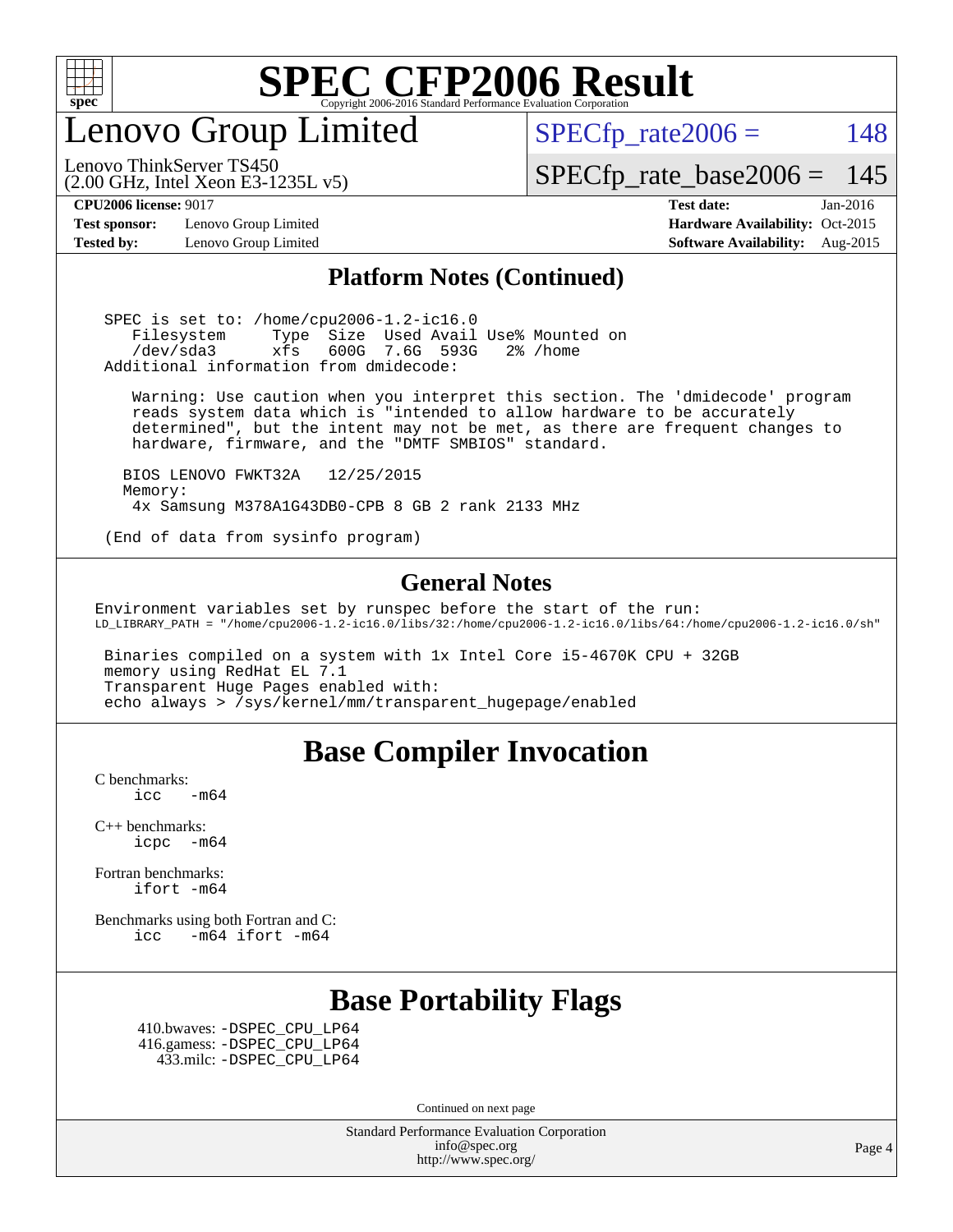# SPEC CFP2006 Result

## Lenovo Group Limited

Lenovo ThinkServer TS450
(2.00 GHz, Intel Xeon E3-1235L v5)

SPECfp_rate2006 = 148

SPECfp_rate_base2006 = 145

**CPU2006 license:** 9017
**Test sponsor:** Lenovo Group Limited
**Tested by:** Lenovo Group Limited

**Test date:** Jan-2016
**Hardware Availability:** Oct-2015
**Software Availability:** Aug-2015

### Platform Notes (Continued)

```
 SPEC is set to: /home/cpu2006-1.2-ic16.0
    Filesystem     Type  Size  Used Avail Use% Mounted on
    /dev/sda3      xfs   600G  7.6G  593G   2% /home
 Additional information from dmidecode:

    Warning: Use caution when you interpret this section. The 'dmidecode' program
    reads system data which is "intended to allow hardware to be accurately
    determined", but the intent may not be met, as there are frequent changes to
    hardware, firmware, and the "DMTF SMBIOS" standard.

   BIOS LENOVO FWKT32A   12/25/2015
   Memory:
    4x Samsung M378A1G43DB0-CPB 8 GB 2 rank 2133 MHz

 (End of data from sysinfo program)
```

### General Notes

```
Environment variables set by runspec before the start of the run:
LD_LIBRARY_PATH = "/home/cpu2006-1.2-ic16.0/libs/32:/home/cpu2006-1.2-ic16.0/libs/64:/home/cpu2006-1.2-ic16.0/sh"

 Binaries compiled on a system with 1x Intel Core i5-4670K CPU + 32GB
 memory using RedHat EL 7.1
 Transparent Huge Pages enabled with:
 echo always > /sys/kernel/mm/transparent_hugepage/enabled
```

## Base Compiler Invocation

C benchmarks:
```
icc   -m64
```

C++ benchmarks:
```
icpc  -m64
```

Fortran benchmarks:
```
ifort -m64
```

Benchmarks using both Fortran and C:
```
icc   -m64 ifort -m64
```

## Base Portability Flags

410.bwaves: -DSPEC_CPU_LP64
416.gamess: -DSPEC_CPU_LP64
433.milc: -DSPEC_CPU_LP64

Continued on next page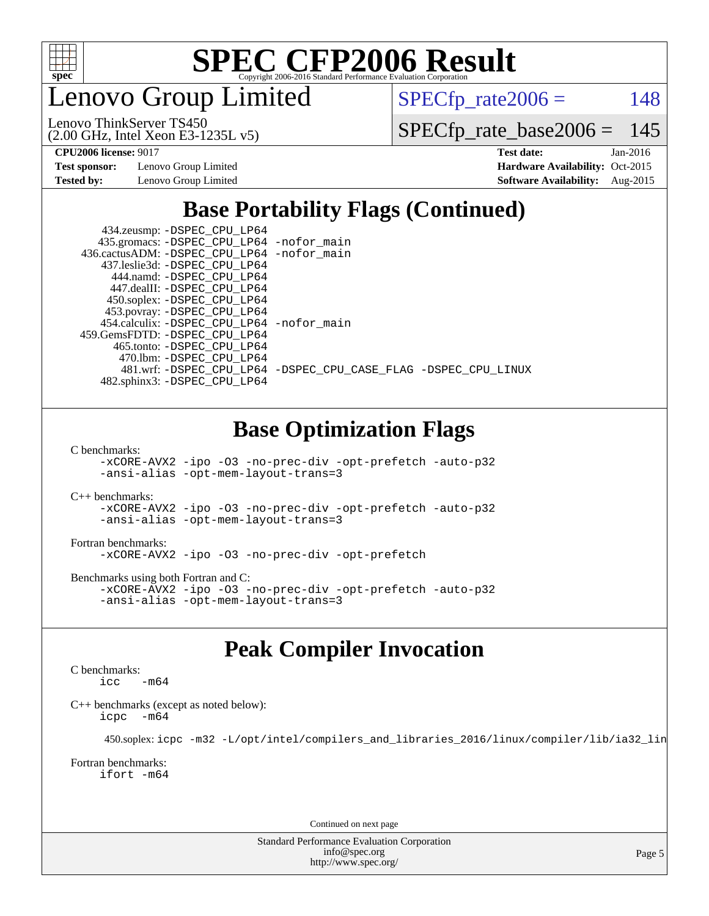## Base Portability Flags (Continued)

434.zeusmp: -DSPEC_CPU_LP64
435.gromacs: -DSPEC_CPU_LP64 -nofor_main
436.cactusADM: -DSPEC_CPU_LP64 -nofor_main
437.leslie3d: -DSPEC_CPU_LP64
444.namd: -DSPEC_CPU_LP64
447.dealII: -DSPEC_CPU_LP64
450.soplex: -DSPEC_CPU_LP64
453.povray: -DSPEC_CPU_LP64
454.calculix: -DSPEC_CPU_LP64 -nofor_main
459.GemsFDTD: -DSPEC_CPU_LP64
465.tonto: -DSPEC_CPU_LP64
470.lbm: -DSPEC_CPU_LP64
481.wrf: -DSPEC_CPU_LP64 -DSPEC_CPU_CASE_FLAG -DSPEC_CPU_LINUX
482.sphinx3: -DSPEC_CPU_LP64

## Base Optimization Flags

C benchmarks:
```
-xCORE-AVX2 -ipo -O3 -no-prec-div -opt-prefetch -auto-p32
-ansi-alias -opt-mem-layout-trans=3
```

C++ benchmarks:
```
-xCORE-AVX2 -ipo -O3 -no-prec-div -opt-prefetch -auto-p32
-ansi-alias -opt-mem-layout-trans=3
```

Fortran benchmarks:
```
-xCORE-AVX2 -ipo -O3 -no-prec-div -opt-prefetch
```

Benchmarks using both Fortran and C:
```
-xCORE-AVX2 -ipo -O3 -no-prec-div -opt-prefetch -auto-p32
-ansi-alias -opt-mem-layout-trans=3
```

## Peak Compiler Invocation

C benchmarks:
```
icc   -m64
```

C++ benchmarks (except as noted below):
```
icpc  -m64
```

450.soplex: `icpc -m32 -L/opt/intel/compilers_and_libraries_2016/linux/compiler/lib/ia32_lin`

Fortran benchmarks:
```
ifort -m64
```

Continued on next page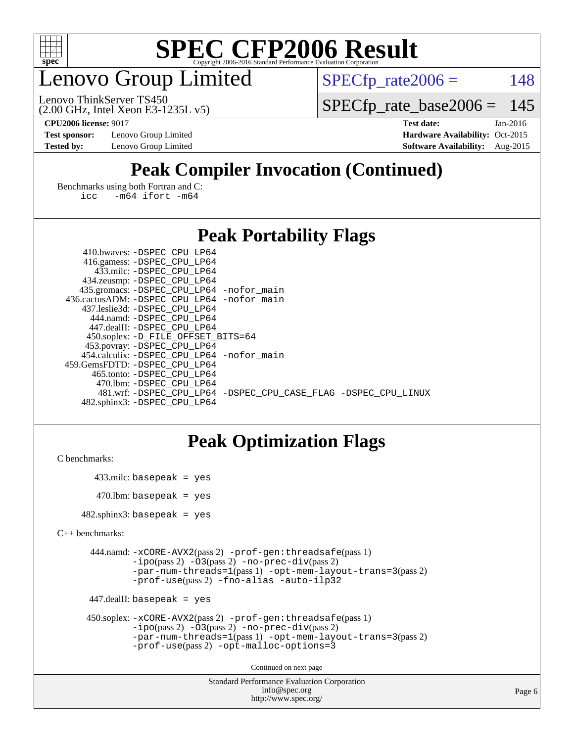# SPEC CFP2006 Result

Copyright 2006-2016 Standard Performance Evaluation Corporation

## Lenovo Group Limited

Lenovo ThinkServer TS450
(2.00 GHz, Intel Xeon E3-1235L v5)

SPECfp_rate2006 = 148

SPECfp_rate_base2006 = 145

**CPU2006 license:** 9017
**Test sponsor:** Lenovo Group Limited
**Tested by:** Lenovo Group Limited

**Test date:** Jan-2016
**Hardware Availability:** Oct-2015
**Software Availability:** Aug-2015

## Peak Compiler Invocation (Continued)

Benchmarks using both Fortran and C:
```
icc   -m64 ifort -m64
```

## Peak Portability Flags

410.bwaves: -DSPEC_CPU_LP64
416.gamess: -DSPEC_CPU_LP64
433.milc: -DSPEC_CPU_LP64
434.zeusmp: -DSPEC_CPU_LP64
435.gromacs: -DSPEC_CPU_LP64 -nofor_main
436.cactusADM: -DSPEC_CPU_LP64 -nofor_main
437.leslie3d: -DSPEC_CPU_LP64
444.namd: -DSPEC_CPU_LP64
447.dealII: -DSPEC_CPU_LP64
450.soplex: -D_FILE_OFFSET_BITS=64
453.povray: -DSPEC_CPU_LP64
454.calculix: -DSPEC_CPU_LP64 -nofor_main
459.GemsFDTD: -DSPEC_CPU_LP64
465.tonto: -DSPEC_CPU_LP64
470.lbm: -DSPEC_CPU_LP64
481.wrf: -DSPEC_CPU_LP64 -DSPEC_CPU_CASE_FLAG -DSPEC_CPU_LINUX
482.sphinx3: -DSPEC_CPU_LP64

## Peak Optimization Flags

C benchmarks:

433.milc: basepeak = yes

470.lbm: basepeak = yes

482.sphinx3: basepeak = yes

C++ benchmarks:

444.namd: -xCORE-AVX2(pass 2) -prof-gen:threadsafe(pass 1) -ipo(pass 2) -O3(pass 2) -no-prec-div(pass 2) -par-num-threads=1(pass 1) -opt-mem-layout-trans=3(pass 2) -prof-use(pass 2) -fno-alias -auto-ilp32

447.dealII: basepeak = yes

450.soplex: -xCORE-AVX2(pass 2) -prof-gen:threadsafe(pass 1) -ipo(pass 2) -O3(pass 2) -no-prec-div(pass 2) -par-num-threads=1(pass 1) -opt-mem-layout-trans=3(pass 2) -prof-use(pass 2) -opt-malloc-options=3

Continued on next page

Standard Performance Evaluation Corporation
info@spec.org
http://www.spec.org/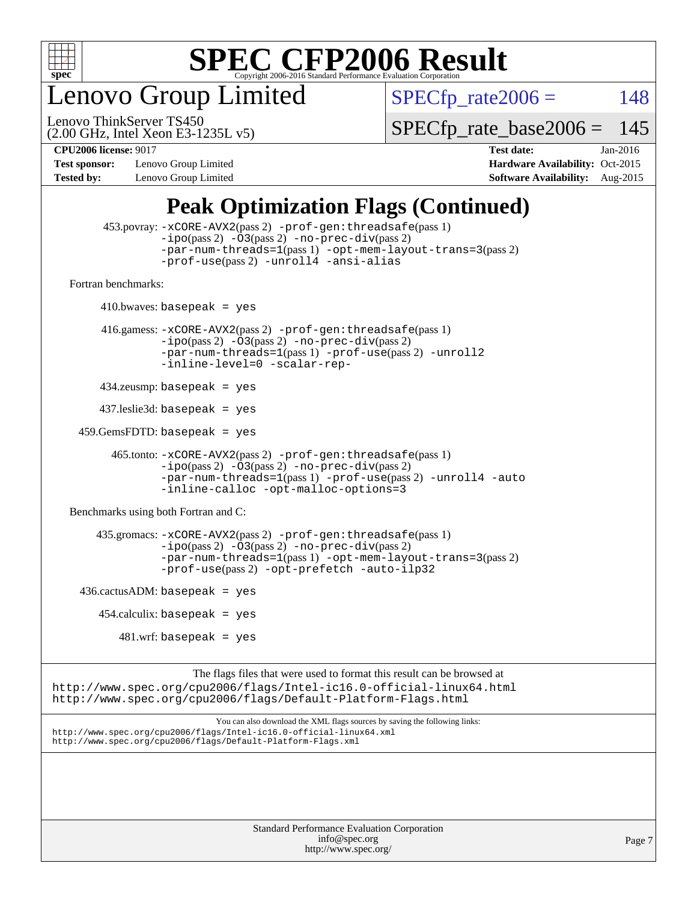# SPEC CFP2006 Result

Copyright 2006-2016 Standard Performance Evaluation Corporation

# Lenovo Group Limited

Lenovo ThinkServer TS450
(2.00 GHz, Intel Xeon E3-1235L v5)

SPECfp_rate2006 = 148

SPECfp_rate_base2006 = 145

**CPU2006 license:** 9017
**Test sponsor:** Lenovo Group Limited
**Tested by:** Lenovo Group Limited

**Test date:** Jan-2016
**Hardware Availability:** Oct-2015
**Software Availability:** Aug-2015

## Peak Optimization Flags (Continued)

453.povray: `-xCORE-AVX2`(pass 2) `-prof-gen:threadsafe`(pass 1) `-ipo`(pass 2) `-O3`(pass 2) `-no-prec-div`(pass 2) `-par-num-threads=1`(pass 1) `-opt-mem-layout-trans=3`(pass 2) `-prof-use`(pass 2) `-unroll4` `-ansi-alias`

Fortran benchmarks:

410.bwaves: `basepeak = yes`

416.gamess: `-xCORE-AVX2`(pass 2) `-prof-gen:threadsafe`(pass 1) `-ipo`(pass 2) `-O3`(pass 2) `-no-prec-div`(pass 2) `-par-num-threads=1`(pass 1) `-prof-use`(pass 2) `-unroll2` `-inline-level=0` `-scalar-rep-`

434.zeusmp: `basepeak = yes`

437.leslie3d: `basepeak = yes`

459.GemsFDTD: `basepeak = yes`

465.tonto: `-xCORE-AVX2`(pass 2) `-prof-gen:threadsafe`(pass 1) `-ipo`(pass 2) `-O3`(pass 2) `-no-prec-div`(pass 2) `-par-num-threads=1`(pass 1) `-prof-use`(pass 2) `-unroll4` `-auto` `-inline-calloc` `-opt-malloc-options=3`

Benchmarks using both Fortran and C:

435.gromacs: `-xCORE-AVX2`(pass 2) `-prof-gen:threadsafe`(pass 1) `-ipo`(pass 2) `-O3`(pass 2) `-no-prec-div`(pass 2) `-par-num-threads=1`(pass 1) `-opt-mem-layout-trans=3`(pass 2) `-prof-use`(pass 2) `-opt-prefetch` `-auto-ilp32`

436.cactusADM: `basepeak = yes`

454.calculix: `basepeak = yes`

481.wrf: `basepeak = yes`

The flags files that were used to format this result can be browsed at
http://www.spec.org/cpu2006/flags/Intel-ic16.0-official-linux64.html
http://www.spec.org/cpu2006/flags/Default-Platform-Flags.html

You can also download the XML flags sources by saving the following links:
http://www.spec.org/cpu2006/flags/Intel-ic16.0-official-linux64.xml
http://www.spec.org/cpu2006/flags/Default-Platform-Flags.xml

Standard Performance Evaluation Corporation
info@spec.org
http://www.spec.org/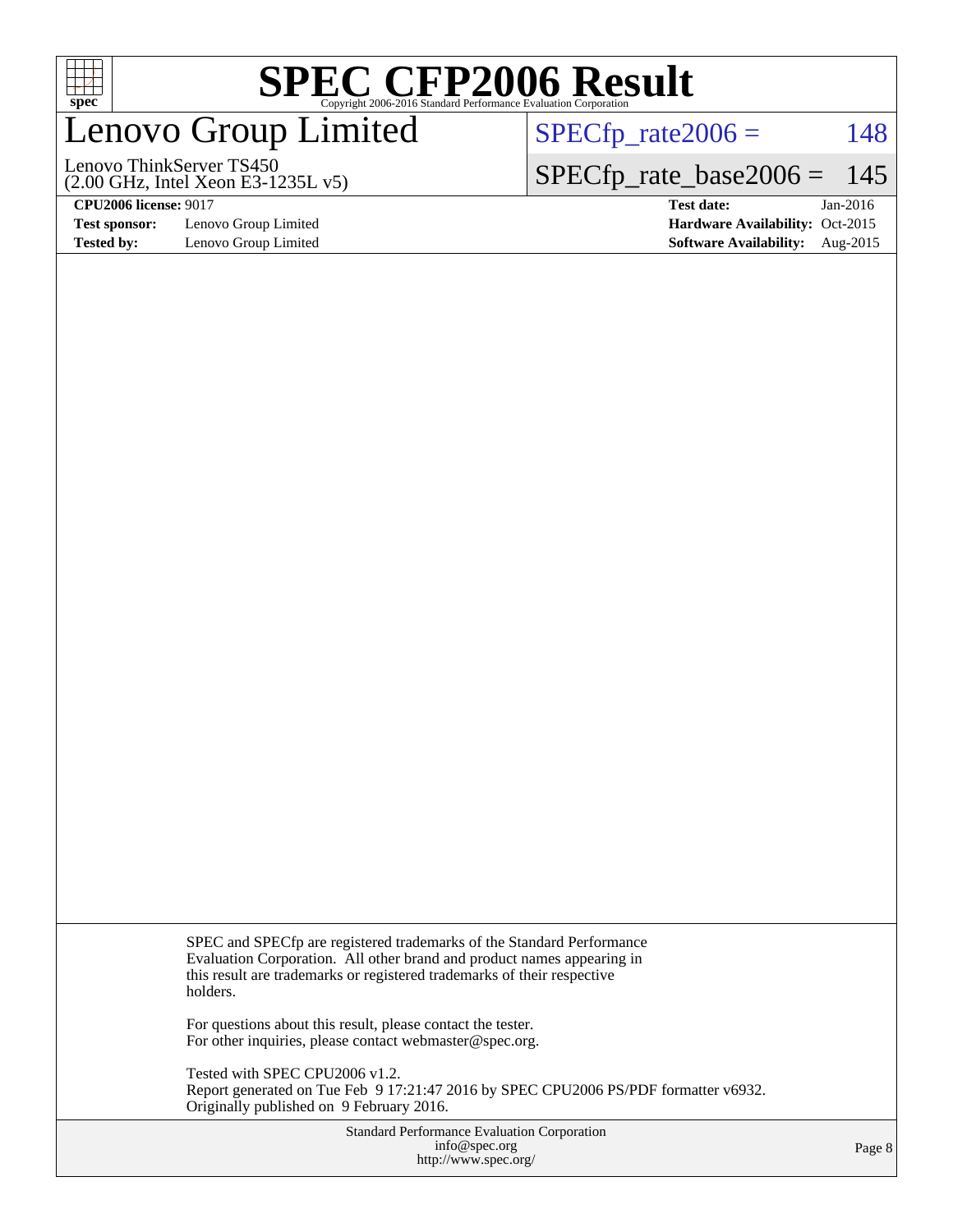# SPEC CFP2006 Result

Copyright 2006-2016 Standard Performance Evaluation Corporation

## Lenovo Group Limited

Lenovo ThinkServer TS450
(2.00 GHz, Intel Xeon E3-1235L v5)

SPECfp_rate2006 = 148

SPECfp_rate_base2006 = 145

**CPU2006 license:** 9017
**Test sponsor:** Lenovo Group Limited
**Tested by:** Lenovo Group Limited

**Test date:** Jan-2016
**Hardware Availability:** Oct-2015
**Software Availability:** Aug-2015

SPEC and SPECfp are registered trademarks of the Standard Performance Evaluation Corporation. All other brand and product names appearing in this result are trademarks or registered trademarks of their respective holders.

For questions about this result, please contact the tester.
For other inquiries, please contact webmaster@spec.org.

Tested with SPEC CPU2006 v1.2.
Report generated on Tue Feb 9 17:21:47 2016 by SPEC CPU2006 PS/PDF formatter v6932.
Originally published on 9 February 2016.